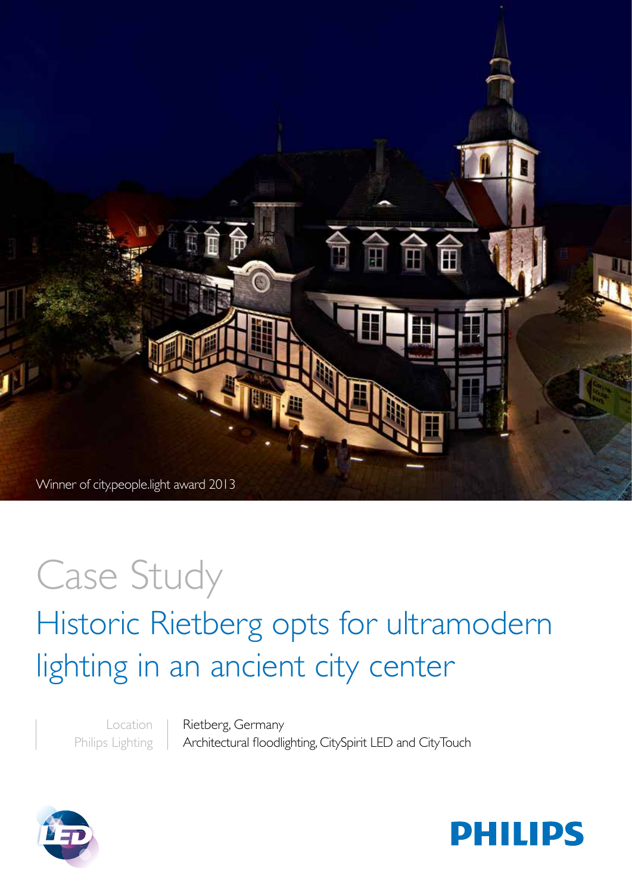Winner of city.people.light award 2013

# Case Study

## Historic Rietberg opts for ultramodern lighting in an ancient city center

| | |
|---|---|
| Location | Rietberg, Germany |
| Philips Lighting | Architectural floodlighting, CitySpirit LED and CityTouch |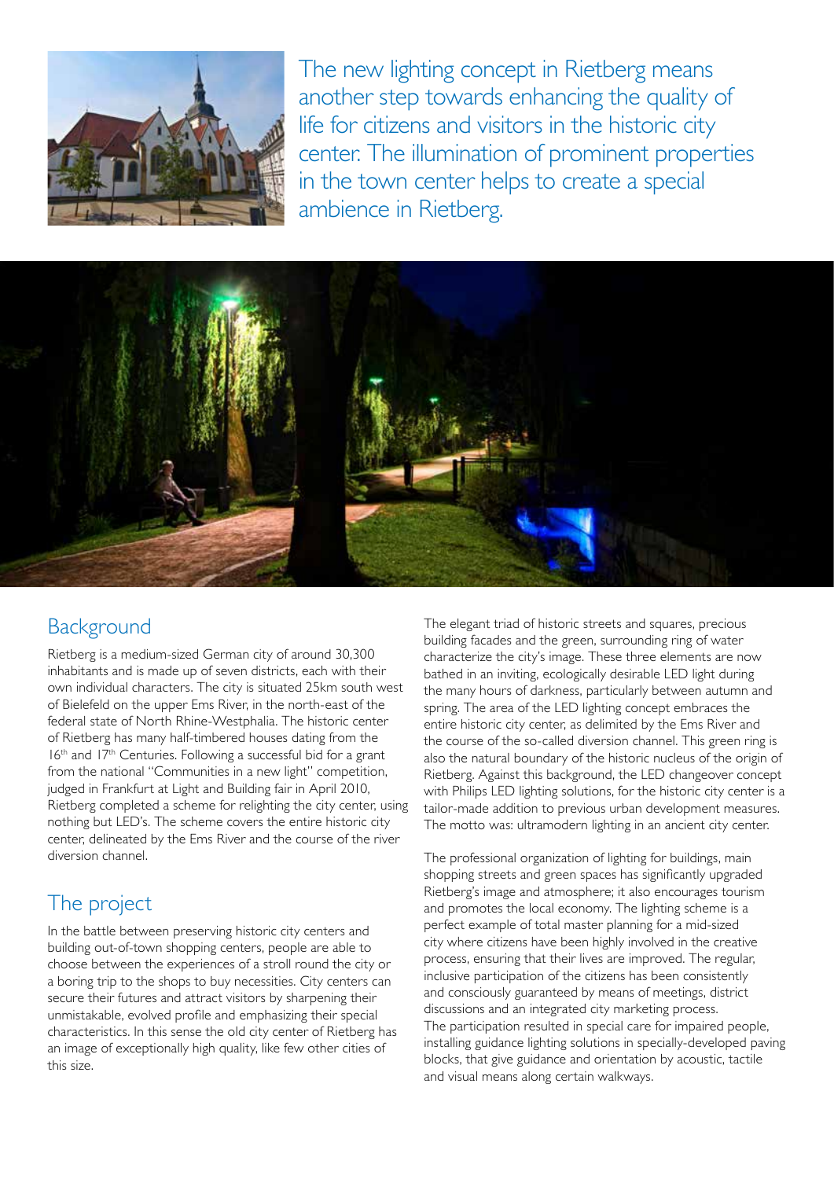The new lighting concept in Rietberg means another step towards enhancing the quality of life for citizens and visitors in the historic city center. The illumination of prominent properties in the town center helps to create a special ambience in Rietberg.

## Background

Rietberg is a medium-sized German city of around 30,300 inhabitants and is made up of seven districts, each with their own individual characters. The city is situated 25km south west of Bielefeld on the upper Ems River, in the north-east of the federal state of North Rhine-Westphalia. The historic center of Rietberg has many half-timbered houses dating from the 16th and 17th Centuries. Following a successful bid for a grant from the national "Communities in a new light" competition, judged in Frankfurt at Light and Building fair in April 2010, Rietberg completed a scheme for relighting the city center, using nothing but LED's. The scheme covers the entire historic city center, delineated by the Ems River and the course of the river diversion channel.

## The project

In the battle between preserving historic city centers and building out-of-town shopping centers, people are able to choose between the experiences of a stroll round the city or a boring trip to the shops to buy necessities. City centers can secure their futures and attract visitors by sharpening their unmistakable, evolved profile and emphasizing their special characteristics. In this sense the old city center of Rietberg has an image of exceptionally high quality, like few other cities of this size.

The elegant triad of historic streets and squares, precious building facades and the green, surrounding ring of water characterize the city's image. These three elements are now bathed in an inviting, ecologically desirable LED light during the many hours of darkness, particularly between autumn and spring. The area of the LED lighting concept embraces the entire historic city center, as delimited by the Ems River and the course of the so-called diversion channel. This green ring is also the natural boundary of the historic nucleus of the origin of Rietberg. Against this background, the LED changeover concept with Philips LED lighting solutions, for the historic city center is a tailor-made addition to previous urban development measures. The motto was: ultramodern lighting in an ancient city center.

The professional organization of lighting for buildings, main shopping streets and green spaces has significantly upgraded Rietberg's image and atmosphere; it also encourages tourism and promotes the local economy. The lighting scheme is a perfect example of total master planning for a mid-sized city where citizens have been highly involved in the creative process, ensuring that their lives are improved. The regular, inclusive participation of the citizens has been consistently and consciously guaranteed by means of meetings, district discussions and an integrated city marketing process. The participation resulted in special care for impaired people, installing guidance lighting solutions in specially-developed paving blocks, that give guidance and orientation by acoustic, tactile and visual means along certain walkways.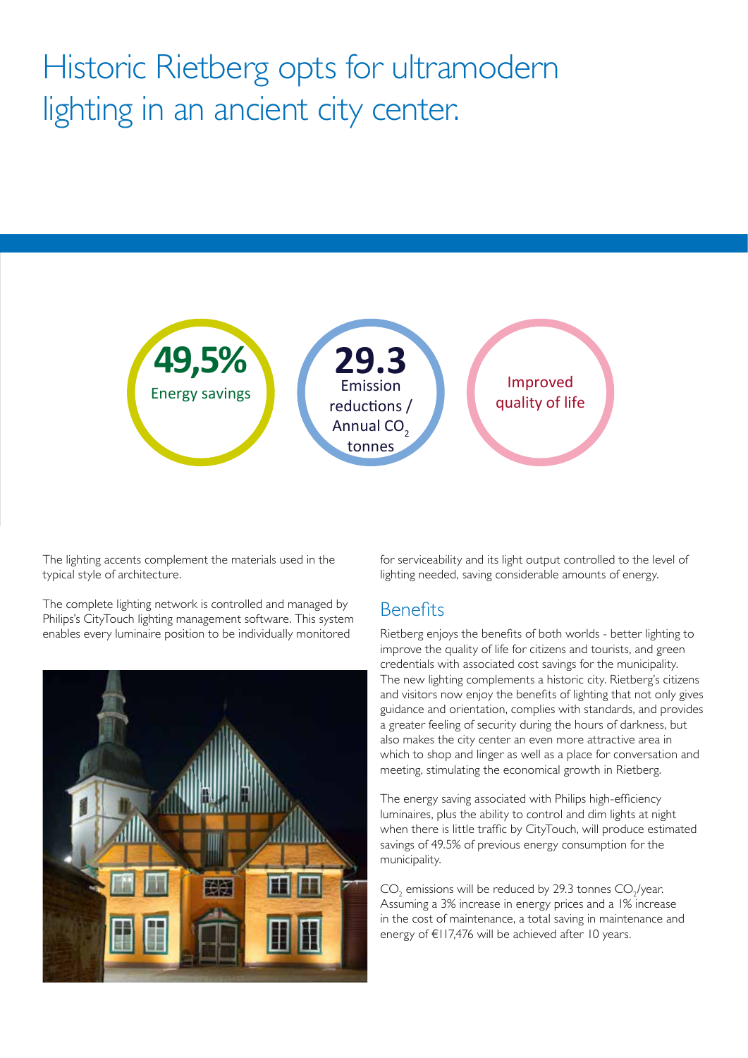# Historic Rietberg opts for ultramodern lighting in an ancient city center.

**49,5%**
Energy savings

**29.3**
Emission reductions / Annual $CO_2$ tonnes

Improved quality of life

The lighting accents complement the materials used in the typical style of architecture.

The complete lighting network is controlled and managed by Philips's CityTouch lighting management software. This system enables every luminaire position to be individually monitored for serviceability and its light output controlled to the level of lighting needed, saving considerable amounts of energy.

## Benefits

Rietberg enjoys the benefits of both worlds - better lighting to improve the quality of life for citizens and tourists, and green credentials with associated cost savings for the municipality. The new lighting complements a historic city. Rietberg's citizens and visitors now enjoy the benefits of lighting that not only gives guidance and orientation, complies with standards, and provides a greater feeling of security during the hours of darkness, but also makes the city center an even more attractive area in which to shop and linger as well as a place for conversation and meeting, stimulating the economical growth in Rietberg.

The energy saving associated with Philips high-efficiency luminaires, plus the ability to control and dim lights at night when there is little traffic by CityTouch, will produce estimated savings of 49.5% of previous energy consumption for the municipality.

$CO_2$ emissions will be reduced by 29.3 tonnes $CO_2$/year. Assuming a 3% increase in energy prices and a 1% increase in the cost of maintenance, a total saving in maintenance and energy of €117,476 will be achieved after 10 years.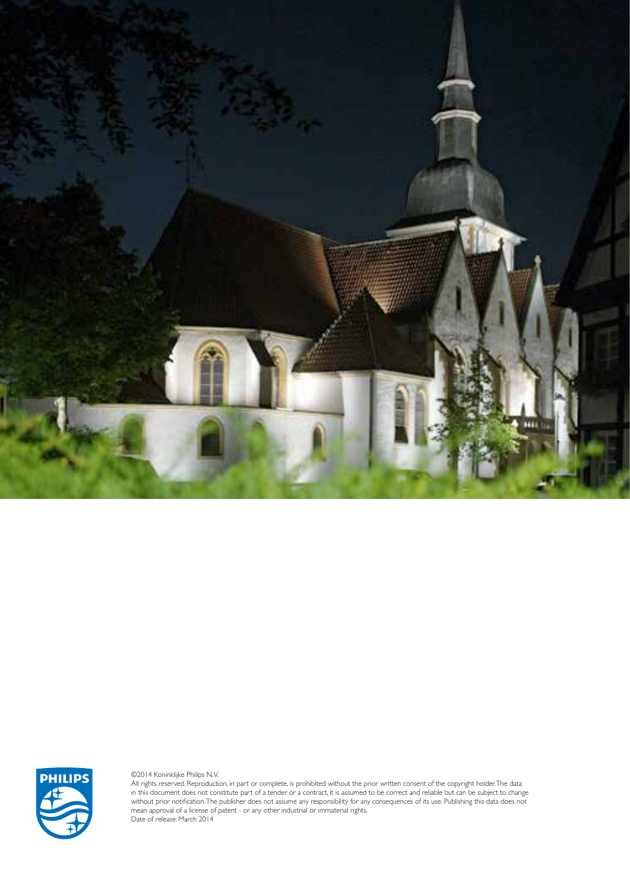©2014 Koninklijke Philips N.V.
All rights reserved. Reproduction, in part or complete, is prohibited without the prior written consent of the copyright holder. The data in this document does not constitute part of a tender or a contract, it is assumed to be correct and reliable but can be subject to change without prior notification. The publisher does not assume any responsibility for any consequences of its use. Publishing this data does not mean approval of a license of patent - or any other industrial or immaterial rights.
Date of release: March 2014